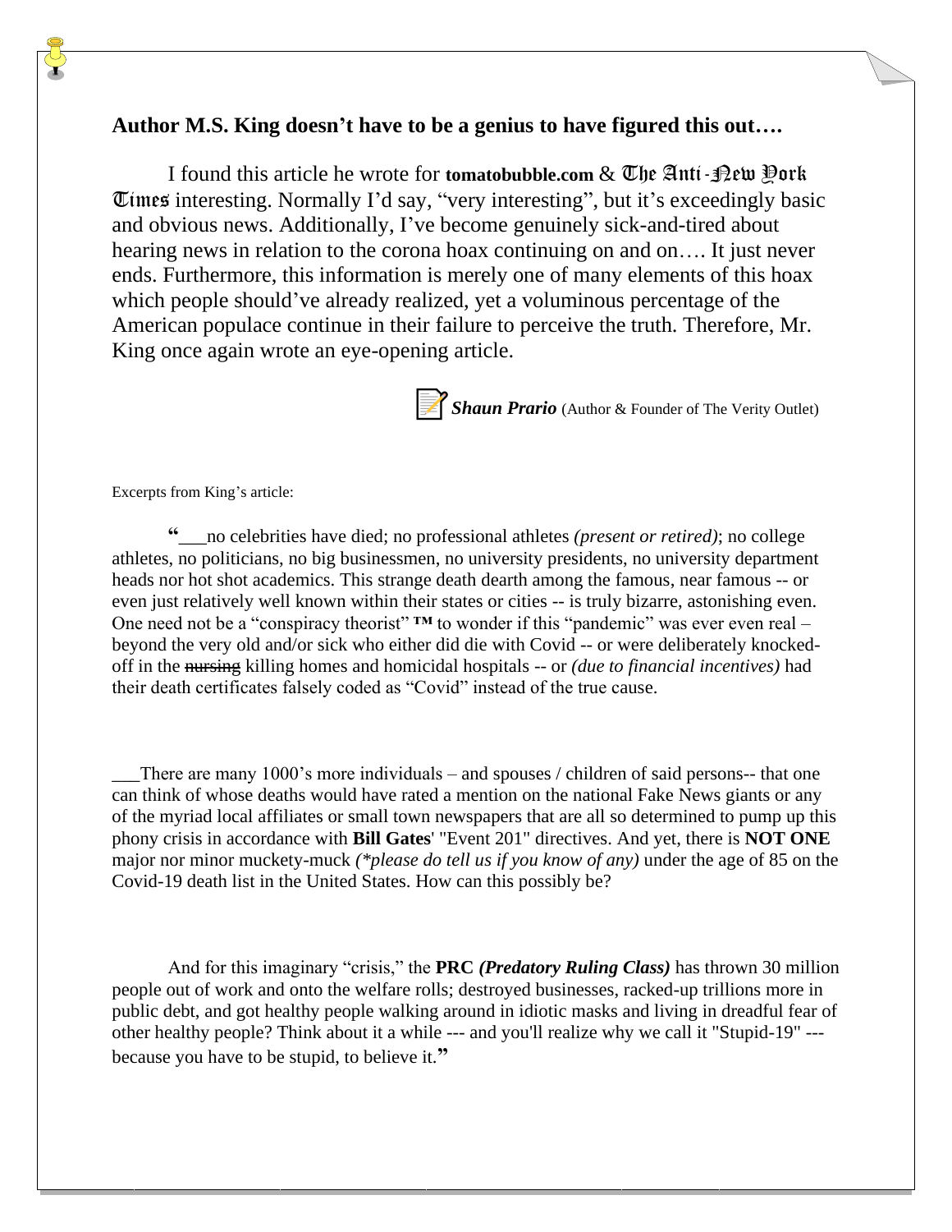## Author M.S. King doesn't have to be a genius to have figured this out….

I found this article he wrote for **tomatobubble.com** & The Anti-New York Times interesting. Normally I'd say, "very interesting", but it's exceedingly basic and obvious news. Additionally, I've become genuinely sick-and-tired about hearing news in relation to the corona hoax continuing on and on…. It just never ends. Furthermore, this information is merely one of many elements of this hoax which people should've already realized, yet a voluminous percentage of the American populace continue in their failure to perceive the truth. Therefore, Mr. King once again wrote an eye-opening article.

***Shaun Prario*** (Author & Founder of The Verity Outlet)

Excerpts from King's article:

**"**___no celebrities have died; no professional athletes *(present or retired)*; no college athletes, no politicians, no big businessmen, no university presidents, no university department heads nor hot shot academics. This strange death dearth among the famous, near famous -- or even just relatively well known within their states or cities -- is truly bizarre, astonishing even. One need not be a "conspiracy theorist" **™** to wonder if this "pandemic" was ever even real – beyond the very old and/or sick who either did die with Covid -- or were deliberately knocked-off in the ~~nursing~~ killing homes and homicidal hospitals -- or *(due to financial incentives)* had their death certificates falsely coded as "Covid" instead of the true cause.

___There are many 1000's more individuals – and spouses / children of said persons-- that one can think of whose deaths would have rated a mention on the national Fake News giants or any of the myriad local affiliates or small town newspapers that are all so determined to pump up this phony crisis in accordance with **Bill Gates**' "Event 201" directives. And yet, there is **NOT ONE** major nor minor muckety-muck *(*please do tell us if you know of any)* under the age of 85 on the Covid-19 death list in the United States. How can this possibly be?

And for this imaginary "crisis," the **PRC** ***(Predatory Ruling Class)*** has thrown 30 million people out of work and onto the welfare rolls; destroyed businesses, racked-up trillions more in public debt, and got healthy people walking around in idiotic masks and living in dreadful fear of other healthy people? Think about it a while --- and you'll realize why we call it "Stupid-19" --- because you have to be stupid, to believe it.**"**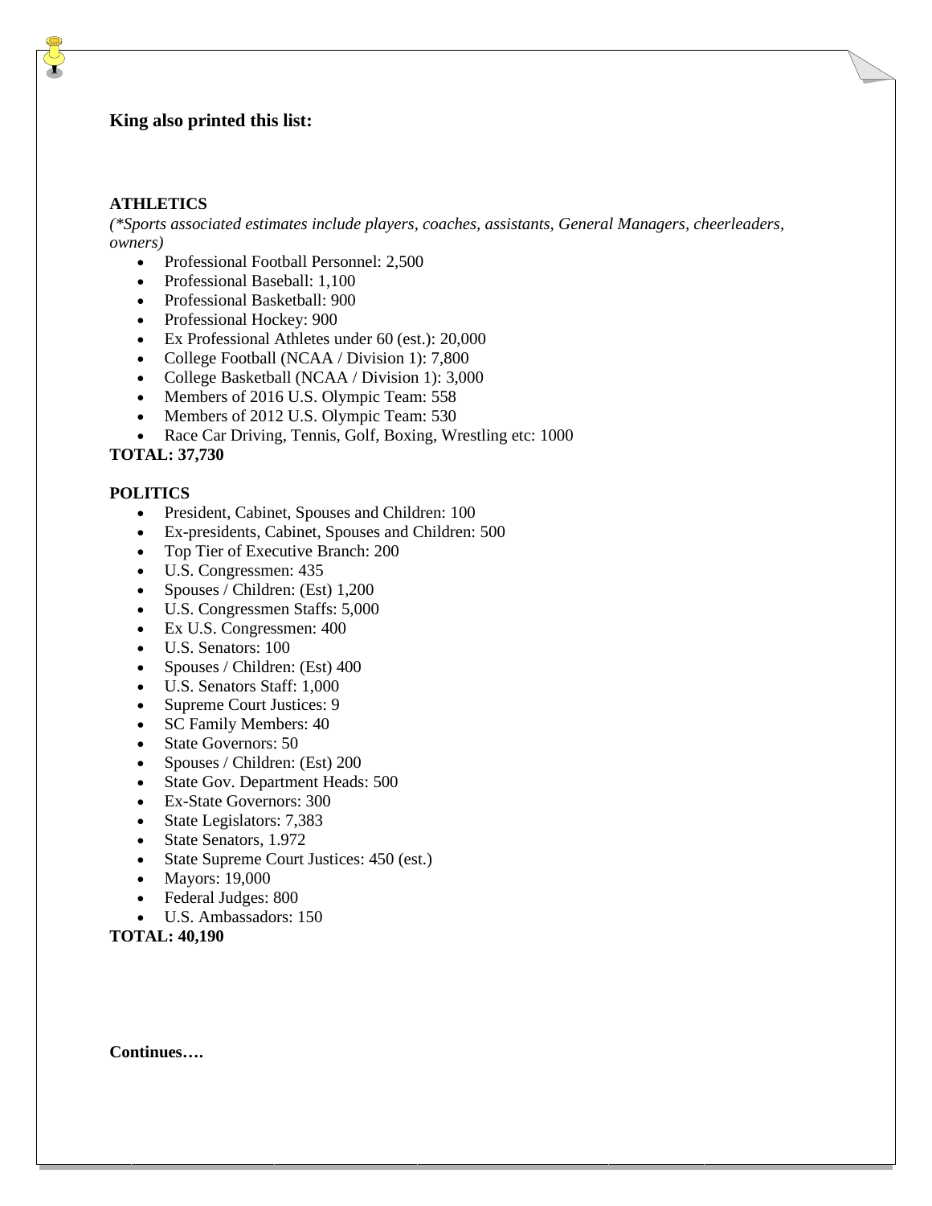**King also printed this list:**

**ATHLETICS**

*(\*Sports associated estimates include players, coaches, assistants, General Managers, cheerleaders, owners)*

- Professional Football Personnel: 2,500
- Professional Baseball: 1,100
- Professional Basketball: 900
- Professional Hockey: 900
- Ex Professional Athletes under 60 (est.): 20,000
- College Football (NCAA / Division 1): 7,800
- College Basketball (NCAA / Division 1): 3,000
- Members of 2016 U.S. Olympic Team: 558
- Members of 2012 U.S. Olympic Team: 530
- Race Car Driving, Tennis, Golf, Boxing, Wrestling etc: 1000

**TOTAL: 37,730**

**POLITICS**

- President, Cabinet, Spouses and Children: 100
- Ex-presidents, Cabinet, Spouses and Children: 500
- Top Tier of Executive Branch: 200
- U.S. Congressmen: 435
- Spouses / Children: (Est) 1,200
- U.S. Congressmen Staffs: 5,000
- Ex U.S. Congressmen: 400
- U.S. Senators: 100
- Spouses / Children: (Est) 400
- U.S. Senators Staff: 1,000
- Supreme Court Justices: 9
- SC Family Members: 40
- State Governors: 50
- Spouses / Children: (Est) 200
- State Gov. Department Heads: 500
- Ex-State Governors: 300
- State Legislators: 7,383
- State Senators, 1.972
- State Supreme Court Justices: 450 (est.)
- Mayors: 19,000
- Federal Judges: 800
- U.S. Ambassadors: 150

**TOTAL: 40,190**

**Continues….**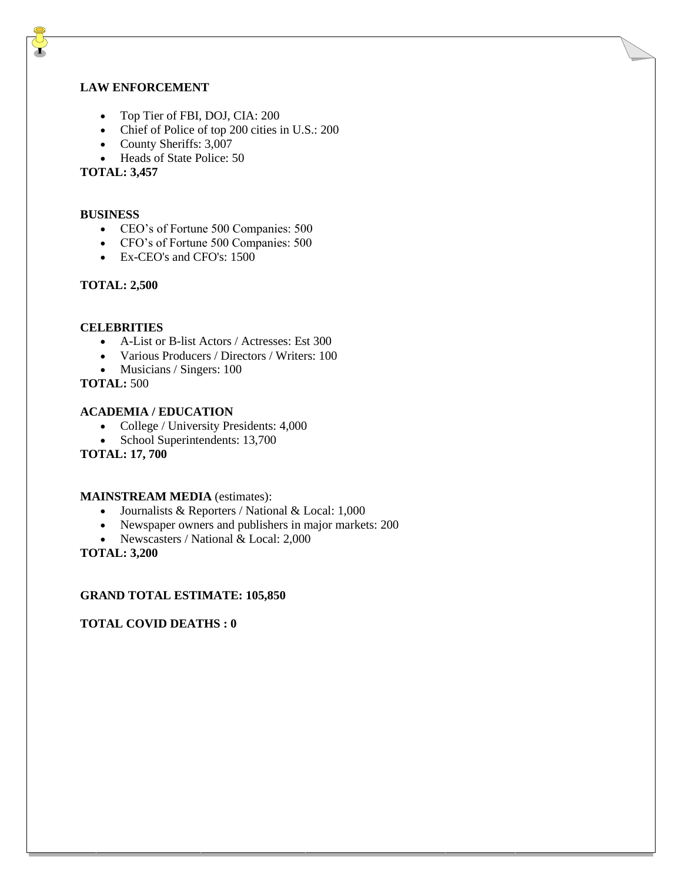**LAW ENFORCEMENT**

- Top Tier of FBI, DOJ, CIA: 200
- Chief of Police of top 200 cities in U.S.: 200
- County Sheriffs: 3,007
- Heads of State Police: 50

**TOTAL: 3,457**

**BUSINESS**

- CEO's of Fortune 500 Companies: 500
- CFO's of Fortune 500 Companies: 500
- Ex-CEO's and CFO's: 1500

**TOTAL: 2,500**

**CELEBRITIES**

- A-List or B-list Actors / Actresses: Est 300
- Various Producers / Directors / Writers: 100
- Musicians / Singers: 100

**TOTAL:** 500

**ACADEMIA / EDUCATION**

- College / University Presidents: 4,000
- School Superintendents: 13,700

**TOTAL: 17, 700**

**MAINSTREAM MEDIA** (estimates):

- Journalists & Reporters / National & Local: 1,000
- Newspaper owners and publishers in major markets: 200
- Newscasters / National & Local: 2,000

**TOTAL: 3,200**

**GRAND TOTAL ESTIMATE: 105,850**

**TOTAL COVID DEATHS : 0**